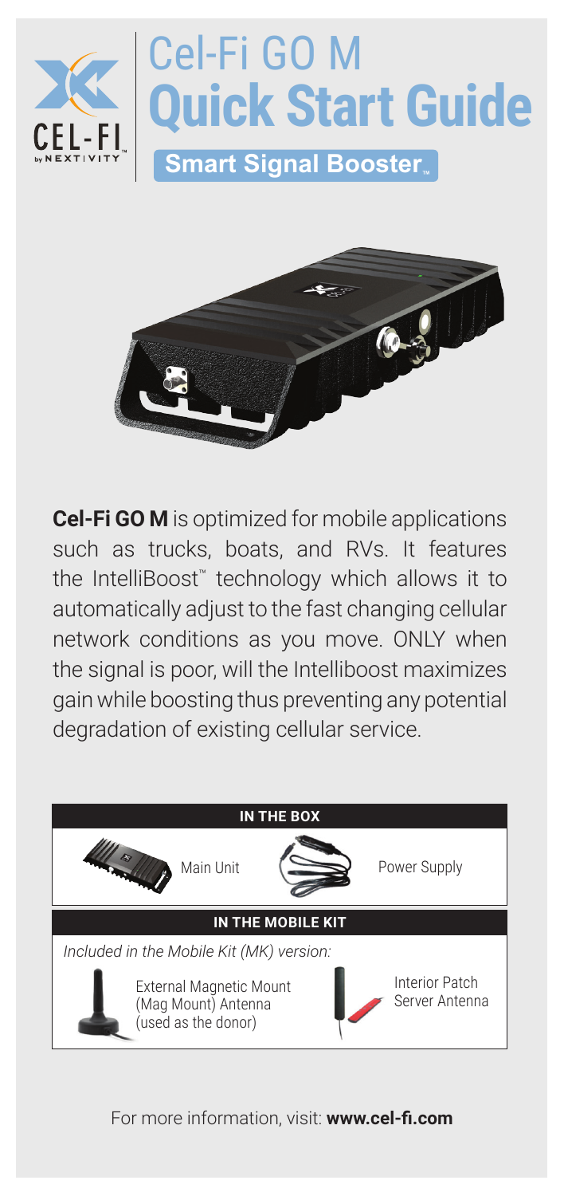# Cel-Fi GO M Quick Start Guide

**Smart Signal Booster™**

**Cel-Fi GO M** is optimized for mobile applications such as trucks, boats, and RVs. It features the IntelliBoost™ technology which allows it to automatically adjust to the fast changing cellular network conditions as you move. ONLY when the signal is poor, will the Intelliboost maximizes gain while boosting thus preventing any potential degradation of existing cellular service.

| IN THE BOX | |
|---|---|
| Main Unit | Power Supply |

| IN THE MOBILE KIT | |
|---|---|
| *Included in the Mobile Kit (MK) version:* | |
| External Magnetic Mount (Mag Mount) Antenna (used as the donor) | Interior Patch Server Antenna |

For more information, visit: **www.cel-fi.com**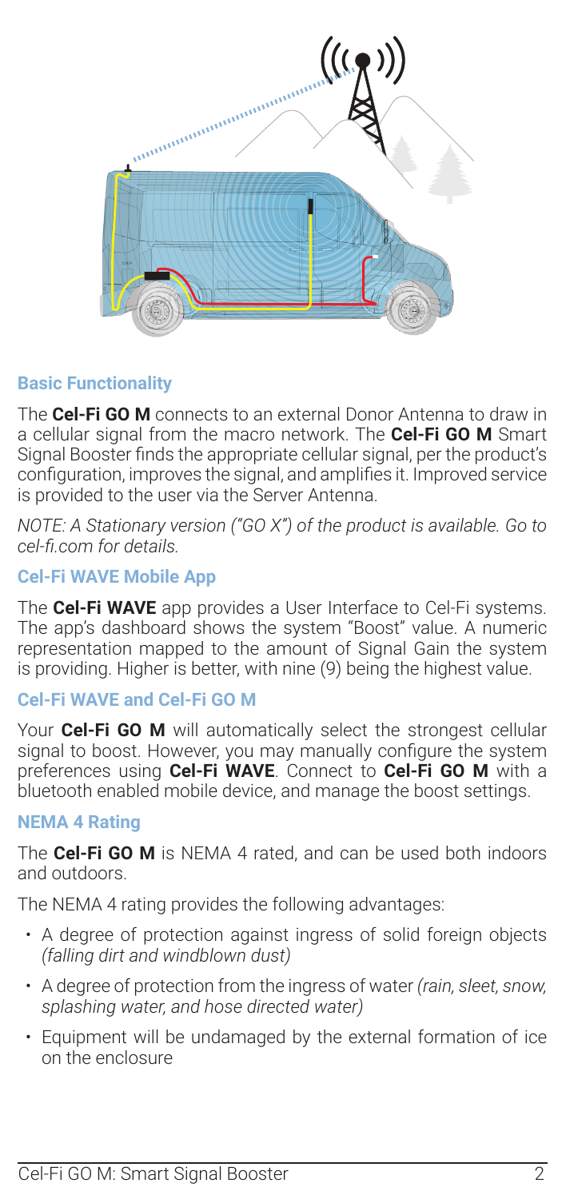## Basic Functionality

The **Cel-Fi GO M** connects to an external Donor Antenna to draw in a cellular signal from the macro network. The **Cel-Fi GO M** Smart Signal Booster finds the appropriate cellular signal, per the product's configuration, improves the signal, and amplifies it. Improved service is provided to the user via the Server Antenna.

*NOTE: A Stationary version ("GO X") of the product is available. Go to cel-fi.com for details.*

## Cel-Fi WAVE Mobile App

The **Cel-Fi WAVE** app provides a User Interface to Cel-Fi systems. The app's dashboard shows the system "Boost" value. A numeric representation mapped to the amount of Signal Gain the system is providing. Higher is better, with nine (9) being the highest value.

## Cel-Fi WAVE and Cel-Fi GO M

Your **Cel-Fi GO M** will automatically select the strongest cellular signal to boost. However, you may manually configure the system preferences using **Cel-Fi WAVE**. Connect to **Cel-Fi GO M** with a bluetooth enabled mobile device, and manage the boost settings.

## NEMA 4 Rating

The **Cel-Fi GO M** is NEMA 4 rated, and can be used both indoors and outdoors.

The NEMA 4 rating provides the following advantages:

- A degree of protection against ingress of solid foreign objects *(falling dirt and windblown dust)*
- A degree of protection from the ingress of water *(rain, sleet, snow, splashing water, and hose directed water)*
- Equipment will be undamaged by the external formation of ice on the enclosure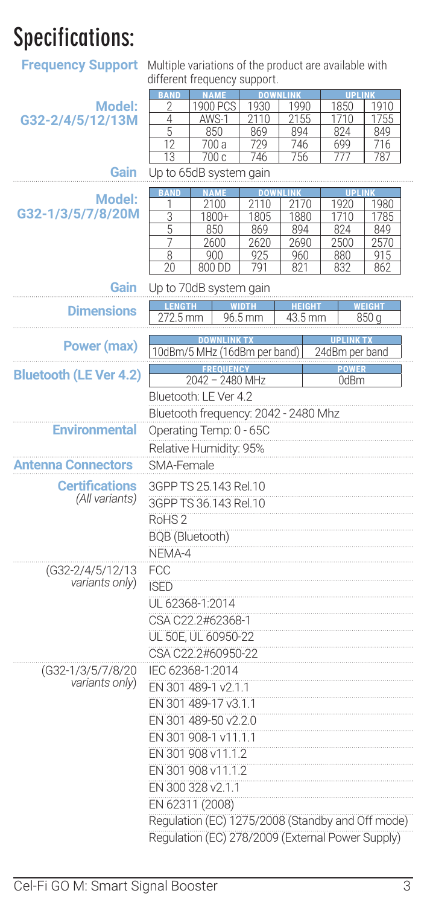# Specifications:

**Frequency Support** Multiple variations of the product are available with different frequency support.

**Model: G32-2/4/5/12/13M**

| BAND | NAME | DOWNLINK | | UPLINK | |
|---|---|---|---|---|---|
| 2 | 1900 PCS | 1930 | 1990 | 1850 | 1910 |
| 4 | AWS-1 | 2110 | 2155 | 1710 | 1755 |
| 5 | 850 | 869 | 894 | 824 | 849 |
| 12 | 700 a | 729 | 746 | 699 | 716 |
| 13 | 700 c | 746 | 756 | 777 | 787 |

**Gain** Up to 65dB system gain

**Model: G32-1/3/5/7/8/20M**

| BAND | NAME | DOWNLINK | | UPLINK | |
|---|---|---|---|---|---|
| 1 | 2100 | 2110 | 2170 | 1920 | 1980 |
| 3 | 1800+ | 1805 | 1880 | 1710 | 1785 |
| 5 | 850 | 869 | 894 | 824 | 849 |
| 7 | 2600 | 2620 | 2690 | 2500 | 2570 |
| 8 | 900 | 925 | 960 | 880 | 915 |
| 20 | 800 DD | 791 | 821 | 832 | 862 |

**Gain** Up to 70dB system gain

**Dimensions**

| LENGTH | WIDTH | HEIGHT | WEIGHT |
|---|---|---|---|
| 272.5 mm | 96.5 mm | 43.5 mm | 850 g |

**Power (max)**

| DOWNLINK TX | UPLINK TX |
|---|---|
| 10dBm/5 MHz (16dBm per band) | 24dBm per band |

**Bluetooth (LE Ver 4.2)**

| FREQUENCY | POWER |
|---|---|
| 2042 – 2480 MHz | 0dBm |

Bluetooth: LE Ver 4.2

Bluetooth frequency: 2042 - 2480 Mhz

**Environmental**

Operating Temp: 0 - 65C

Relative Humidity: 95%

**Antenna Connectors** SMA-Female

**Certifications** *(All variants)*

- 3GPP TS 25.143 Rel.10
- 3GPP TS 36.143 Rel.10
- RoHS 2
- BQB (Bluetooth)
- NEMA-4

(G32-2/4/5/12/13 *variants only*)

- FCC
- ISED
- UL 62368-1:2014
- CSA C22.2#62368-1
- UL 50E, UL 60950-22
- CSA C22.2#60950-22

(G32-1/3/5/7/8/20 *variants only*)

- IEC 62368-1:2014
- EN 301 489-1 v2.1.1
- EN 301 489-17 v3.1.1
- EN 301 489-50 v2.2.0
- EN 301 908-1 v11.1.1
- EN 301 908 v11.1.2
- EN 301 908 v11.1.2
- EN 300 328 v2.1.1
- EN 62311 (2008)
- Regulation (EC) 1275/2008 (Standby and Off mode)
- Regulation (EC) 278/2009 (External Power Supply)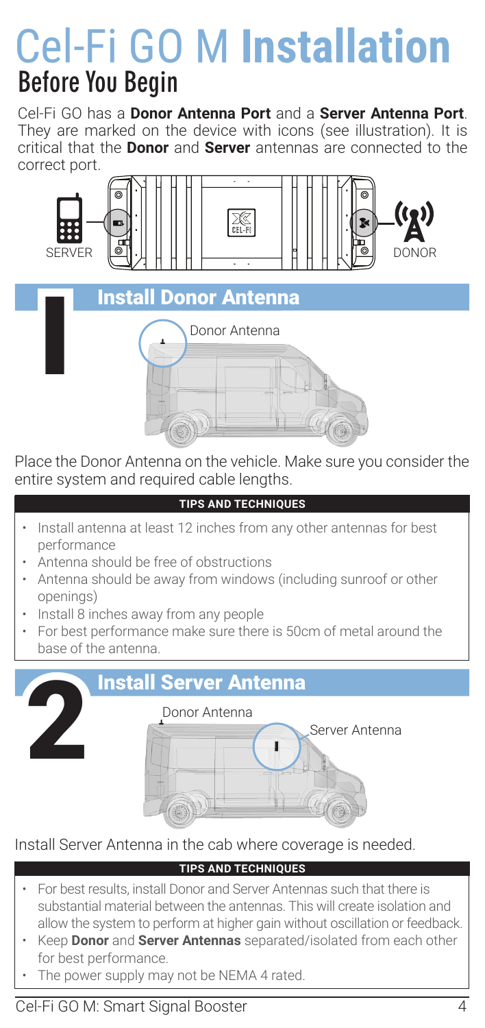# Cel-Fi GO M Installation

## Before You Begin

Cel-Fi GO has a **Donor Antenna Port** and a **Server Antenna Port**. They are marked on the device with icons (see illustration). It is critical that the **Donor** and **Server** antennas are connected to the correct port.

SERVER

DONOR

## 1 Install Donor Antenna

Donor Antenna

Place the Donor Antenna on the vehicle. Make sure you consider the entire system and required cable lengths.

**TIPS AND TECHNIQUES**

- Install antenna at least 12 inches from any other antennas for best performance
- Antenna should be free of obstructions
- Antenna should be away from windows (including sunroof or other openings)
- Install 8 inches away from any people
- For best performance make sure there is 50cm of metal around the base of the antenna.

## 2 Install Server Antenna

Donor Antenna

Server Antenna

Install Server Antenna in the cab where coverage is needed.

**TIPS AND TECHNIQUES**

- For best results, install Donor and Server Antennas such that there is substantial material between the antennas. This will create isolation and allow the system to perform at higher gain without oscillation or feedback.
- Keep **Donor** and **Server Antennas** separated/isolated from each other for best performance.
- The power supply may not be NEMA 4 rated.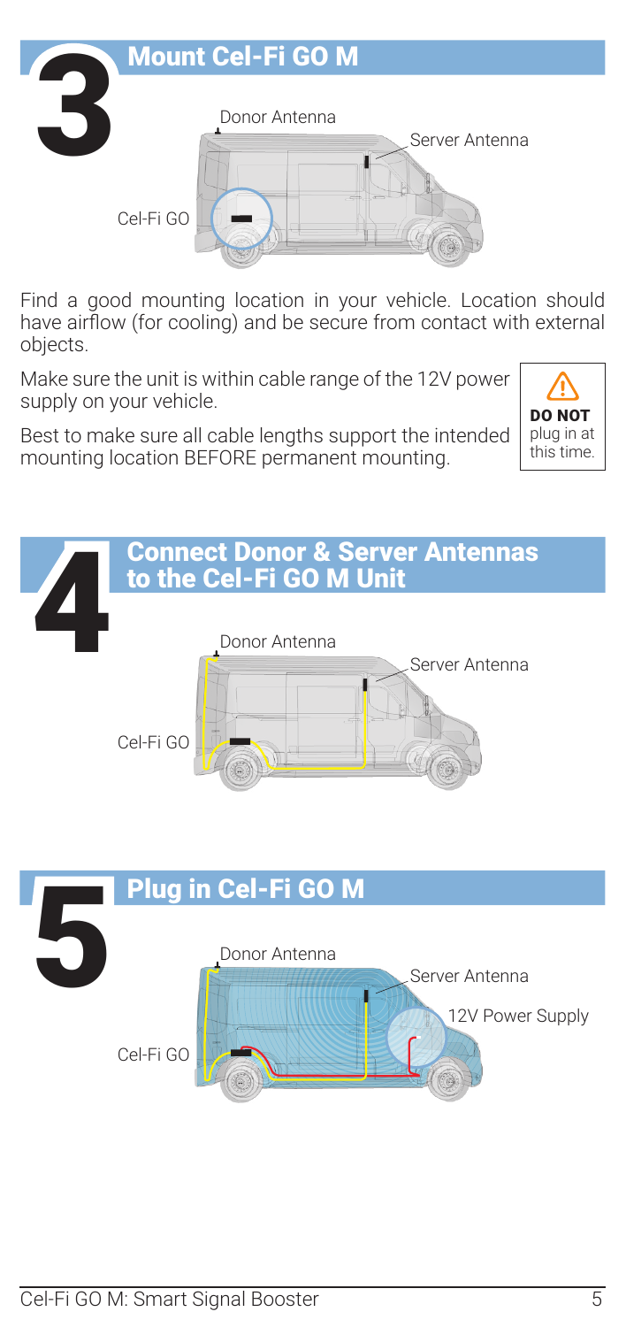## 3 Mount Cel-Fi GO M

Donor Antenna

Server Antenna

Cel-Fi GO

Find a good mounting location in your vehicle. Location should have airflow (for cooling) and be secure from contact with external objects.

Make sure the unit is within cable range of the 12V power supply on your vehicle.

Best to make sure all cable lengths support the intended mounting location BEFORE permanent mounting.

⚠ **DO NOT** plug in at this time.

## 4 Connect Donor & Server Antennas to the Cel-Fi GO M Unit

Donor Antenna

Server Antenna

Cel-Fi GO

## 5 Plug in Cel-Fi GO M

Donor Antenna

Server Antenna

12V Power Supply

Cel-Fi GO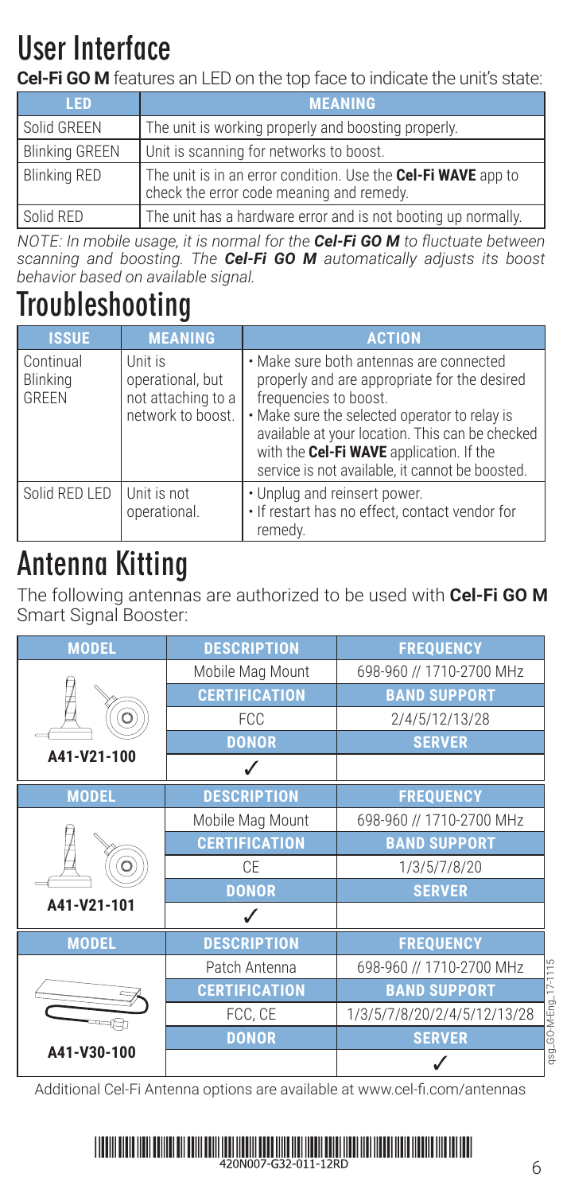# User Interface

**Cel-Fi GO M** features an LED on the top face to indicate the unit's state:

| LED | MEANING |
|---|---|
| Solid GREEN | The unit is working properly and boosting properly. |
| Blinking GREEN | Unit is scanning for networks to boost. |
| Blinking RED | The unit is in an error condition. Use the **Cel-Fi WAVE** app to check the error code meaning and remedy. |
| Solid RED | The unit has a hardware error and is not booting up normally. |

*NOTE: In mobile usage, it is normal for the **Cel-Fi GO M** to fluctuate between scanning and boosting. The **Cel-Fi GO M** automatically adjusts its boost behavior based on available signal.*

# Troubleshooting

| ISSUE | MEANING | ACTION |
|---|---|---|
| Continual Blinking GREEN | Unit is operational, but not attaching to a network to boost. | • Make sure both antennas are connected properly and are appropriate for the desired frequencies to boost.<br>• Make sure the selected operator to relay is available at your location. This can be checked with the **Cel-Fi WAVE** application. If the service is not available, it cannot be boosted. |
| Solid RED LED | Unit is not operational. | • Unplug and reinsert power.<br>• If restart has no effect, contact vendor for remedy. |

# Antenna Kitting

The following antennas are authorized to be used with **Cel-Fi GO M** Smart Signal Booster:

| MODEL | DESCRIPTION | FREQUENCY |
|---|---|---|
| A41-V21-100 | Mobile Mag Mount | 698-960 // 1710-2700 MHz |
| | **CERTIFICATION** | **BAND SUPPORT** |
| | FCC | 2/4/5/12/13/28 |
| | **DONOR** | **SERVER** |
| | ✓ | |

| MODEL | DESCRIPTION | FREQUENCY |
|---|---|---|
| A41-V21-101 | Mobile Mag Mount | 698-960 // 1710-2700 MHz |
| | **CERTIFICATION** | **BAND SUPPORT** |
| | CE | 1/3/5/7/8/20 |
| | **DONOR** | **SERVER** |
| | ✓ | |

| MODEL | DESCRIPTION | FREQUENCY |
|---|---|---|
| A41-V30-100 | Patch Antenna | 698-960 // 1710-2700 MHz |
| | **CERTIFICATION** | **BAND SUPPORT** |
| | FCC, CE | 1/3/5/7/8/20/2/4/5/12/13/28 |
| | **DONOR** | **SERVER** |
| | | ✓ |

Additional Cel-Fi Antenna options are available at www.cel-fi.com/antennas

qsg_GO-M-Eng_17-1115

420N007-G32-011-12RD